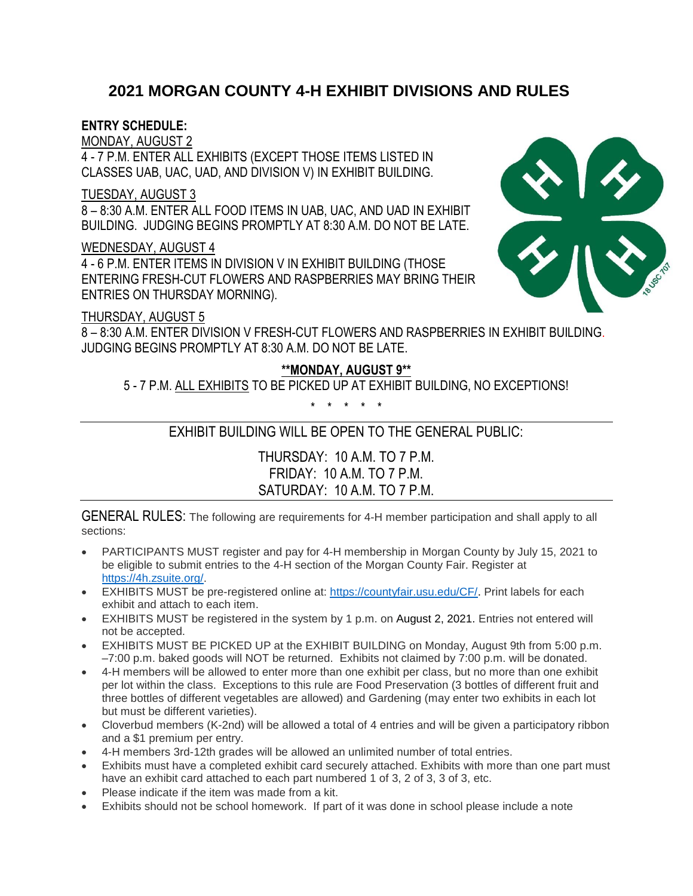# 2021 MORGAN COUNTY 4-H EXHIBIT DIVISIONS AND RULES

**ENTRY SCHEDULE:**

MONDAY, AUGUST 2

4 - 7 P.M. ENTER ALL EXHIBITS (EXCEPT THOSE ITEMS LISTED IN CLASSES UAB, UAC, UAD, AND DIVISION V) IN EXHIBIT BUILDING.

TUESDAY, AUGUST 3

8 – 8:30 A.M. ENTER ALL FOOD ITEMS IN UAB, UAC, AND UAD IN EXHIBIT BUILDING. JUDGING BEGINS PROMPTLY AT 8:30 A.M. DO NOT BE LATE.

WEDNESDAY, AUGUST 4

4 - 6 P.M. ENTER ITEMS IN DIVISION V IN EXHIBIT BUILDING (THOSE ENTERING FRESH-CUT FLOWERS AND RASPBERRIES MAY BRING THEIR ENTRIES ON THURSDAY MORNING).

THURSDAY, AUGUST 5

8 – 8:30 A.M. ENTER DIVISION V FRESH-CUT FLOWERS AND RASPBERRIES IN EXHIBIT BUILDING. JUDGING BEGINS PROMPTLY AT 8:30 A.M. DO NOT BE LATE.

**\*\*MONDAY, AUGUST 9\*\***

5 - 7 P.M. ALL EXHIBITS TO BE PICKED UP AT EXHIBIT BUILDING, NO EXCEPTIONS!

\* \* \* \* \*

---

EXHIBIT BUILDING WILL BE OPEN TO THE GENERAL PUBLIC:

THURSDAY: 10 A.M. TO 7 P.M.
FRIDAY: 10 A.M. TO 7 P.M.
SATURDAY: 10 A.M. TO 7 P.M.

---

GENERAL RULES: The following are requirements for 4-H member participation and shall apply to all sections:

- PARTICIPANTS MUST register and pay for 4-H membership in Morgan County by July 15, 2021 to be eligible to submit entries to the 4-H section of the Morgan County Fair. Register at https://4h.zsuite.org/.
- EXHIBITS MUST be pre-registered online at: https://countyfair.usu.edu/CF/. Print labels for each exhibit and attach to each item.
- EXHIBITS MUST be registered in the system by 1 p.m. on August 2, 2021. Entries not entered will not be accepted.
- EXHIBITS MUST BE PICKED UP at the EXHIBIT BUILDING on Monday, August 9th from 5:00 p.m. –7:00 p.m. baked goods will NOT be returned. Exhibits not claimed by 7:00 p.m. will be donated.
- 4-H members will be allowed to enter more than one exhibit per class, but no more than one exhibit per lot within the class. Exceptions to this rule are Food Preservation (3 bottles of different fruit and three bottles of different vegetables are allowed) and Gardening (may enter two exhibits in each lot but must be different varieties).
- Cloverbud members (K-2nd) will be allowed a total of 4 entries and will be given a participatory ribbon and a $1 premium per entry.
- 4-H members 3rd-12th grades will be allowed an unlimited number of total entries.
- Exhibits must have a completed exhibit card securely attached. Exhibits with more than one part must have an exhibit card attached to each part numbered 1 of 3, 2 of 3, 3 of 3, etc.
- Please indicate if the item was made from a kit.
- Exhibits should not be school homework. If part of it was done in school please include a note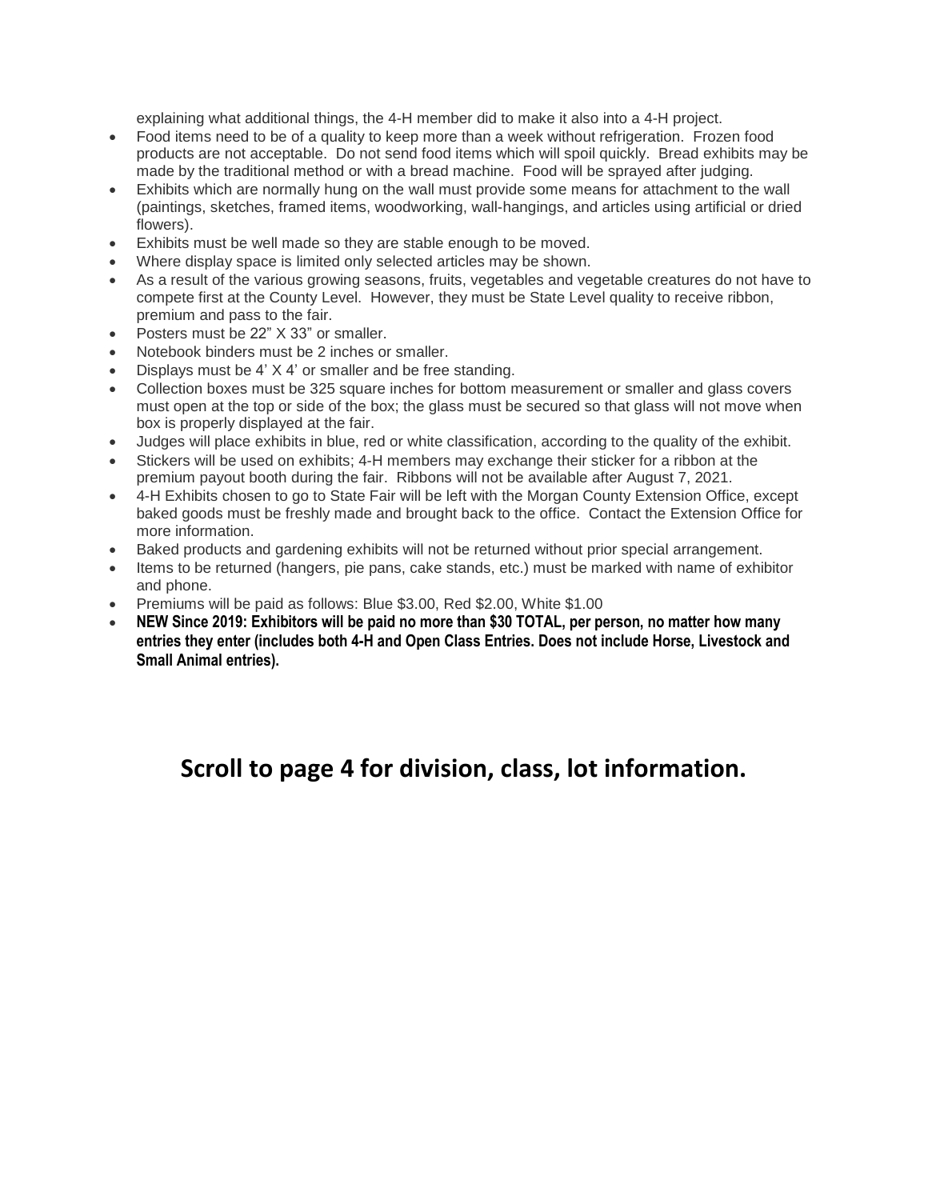explaining what additional things, the 4-H member did to make it also into a 4-H project.

- Food items need to be of a quality to keep more than a week without refrigeration. Frozen food products are not acceptable. Do not send food items which will spoil quickly. Bread exhibits may be made by the traditional method or with a bread machine. Food will be sprayed after judging.
- Exhibits which are normally hung on the wall must provide some means for attachment to the wall (paintings, sketches, framed items, woodworking, wall-hangings, and articles using artificial or dried flowers).
- Exhibits must be well made so they are stable enough to be moved.
- Where display space is limited only selected articles may be shown.
- As a result of the various growing seasons, fruits, vegetables and vegetable creatures do not have to compete first at the County Level. However, they must be State Level quality to receive ribbon, premium and pass to the fair.
- Posters must be 22” X 33” or smaller.
- Notebook binders must be 2 inches or smaller.
- Displays must be 4’ X 4’ or smaller and be free standing.
- Collection boxes must be 325 square inches for bottom measurement or smaller and glass covers must open at the top or side of the box; the glass must be secured so that glass will not move when box is properly displayed at the fair.
- Judges will place exhibits in blue, red or white classification, according to the quality of the exhibit.
- Stickers will be used on exhibits; 4-H members may exchange their sticker for a ribbon at the premium payout booth during the fair. Ribbons will not be available after August 7, 2021.
- 4-H Exhibits chosen to go to State Fair will be left with the Morgan County Extension Office, except baked goods must be freshly made and brought back to the office. Contact the Extension Office for more information.
- Baked products and gardening exhibits will not be returned without prior special arrangement.
- Items to be returned (hangers, pie pans, cake stands, etc.) must be marked with name of exhibitor and phone.
- Premiums will be paid as follows: Blue $3.00, Red $2.00, White $1.00
- **NEW Since 2019: Exhibitors will be paid no more than $30 TOTAL, per person, no matter how many entries they enter (includes both 4-H and Open Class Entries. Does not include Horse, Livestock and Small Animal entries).**

## Scroll to page 4 for division, class, lot information.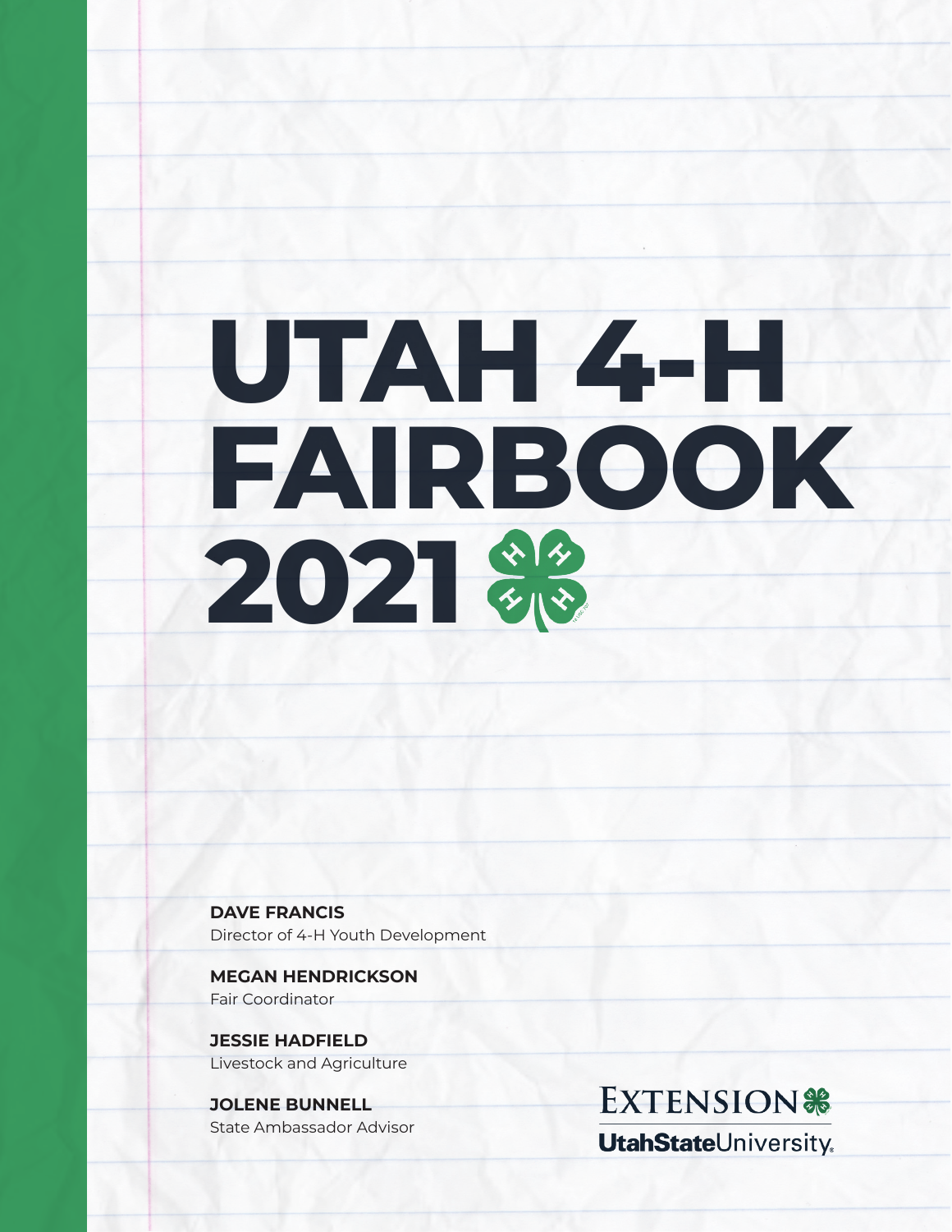# UTAH 4-H FAIRBOOK 2021

**DAVE FRANCIS**
Director of 4-H Youth Development

**MEGAN HENDRICKSON**
Fair Coordinator

**JESSIE HADFIELD**
Livestock and Agriculture

**JOLENE BUNNELL**
State Ambassador Advisor

EXTENSION
UtahStateUniversity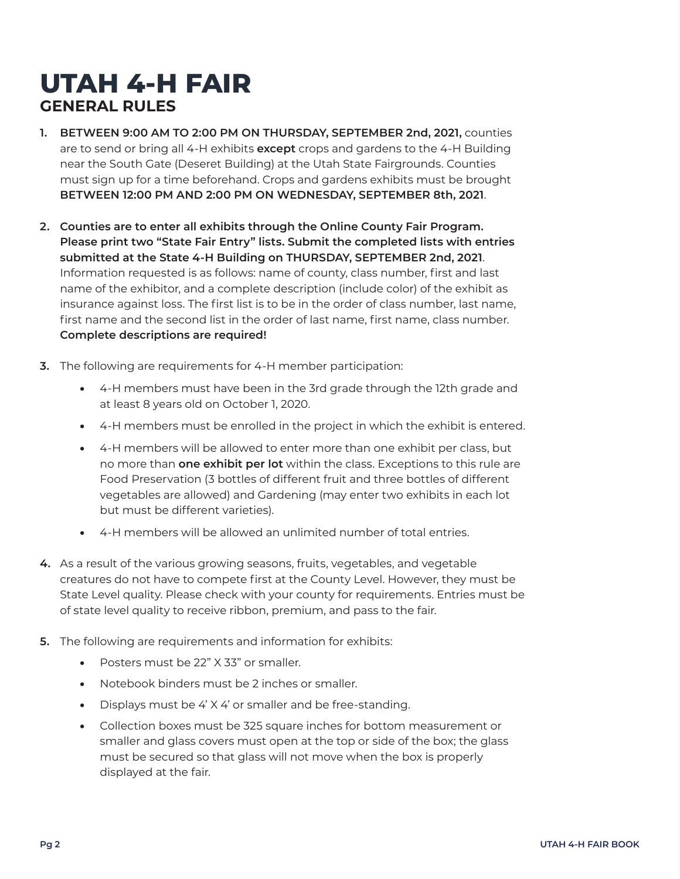# UTAH 4-H FAIR

## GENERAL RULES

1. **BETWEEN 9:00 AM TO 2:00 PM ON THURSDAY, SEPTEMBER 2nd, 2021,** counties are to send or bring all 4-H exhibits **except** crops and gardens to the 4-H Building near the South Gate (Deseret Building) at the Utah State Fairgrounds. Counties must sign up for a time beforehand. Crops and gardens exhibits must be brought **BETWEEN 12:00 PM AND 2:00 PM ON WEDNESDAY, SEPTEMBER 8th, 2021**.

2. **Counties are to enter all exhibits through the Online County Fair Program. Please print two "State Fair Entry" lists. Submit the completed lists with entries submitted at the State 4-H Building on THURSDAY, SEPTEMBER 2nd, 2021**. Information requested is as follows: name of county, class number, first and last name of the exhibitor, and a complete description (include color) of the exhibit as insurance against loss. The first list is to be in the order of class number, last name, first name and the second list in the order of last name, first name, class number. **Complete descriptions are required!**

3. The following are requirements for 4-H member participation:
   - 4-H members must have been in the 3rd grade through the 12th grade and at least 8 years old on October 1, 2020.
   - 4-H members must be enrolled in the project in which the exhibit is entered.
   - 4-H members will be allowed to enter more than one exhibit per class, but no more than **one exhibit per lot** within the class. Exceptions to this rule are Food Preservation (3 bottles of different fruit and three bottles of different vegetables are allowed) and Gardening (may enter two exhibits in each lot but must be different varieties).
   - 4-H members will be allowed an unlimited number of total entries.

4. As a result of the various growing seasons, fruits, vegetables, and vegetable creatures do not have to compete first at the County Level. However, they must be State Level quality. Please check with your county for requirements. Entries must be of state level quality to receive ribbon, premium, and pass to the fair.

5. The following are requirements and information for exhibits:
   - Posters must be 22" X 33" or smaller.
   - Notebook binders must be 2 inches or smaller.
   - Displays must be 4' X 4' or smaller and be free-standing.
   - Collection boxes must be 325 square inches for bottom measurement or smaller and glass covers must open at the top or side of the box; the glass must be secured so that glass will not move when the box is properly displayed at the fair.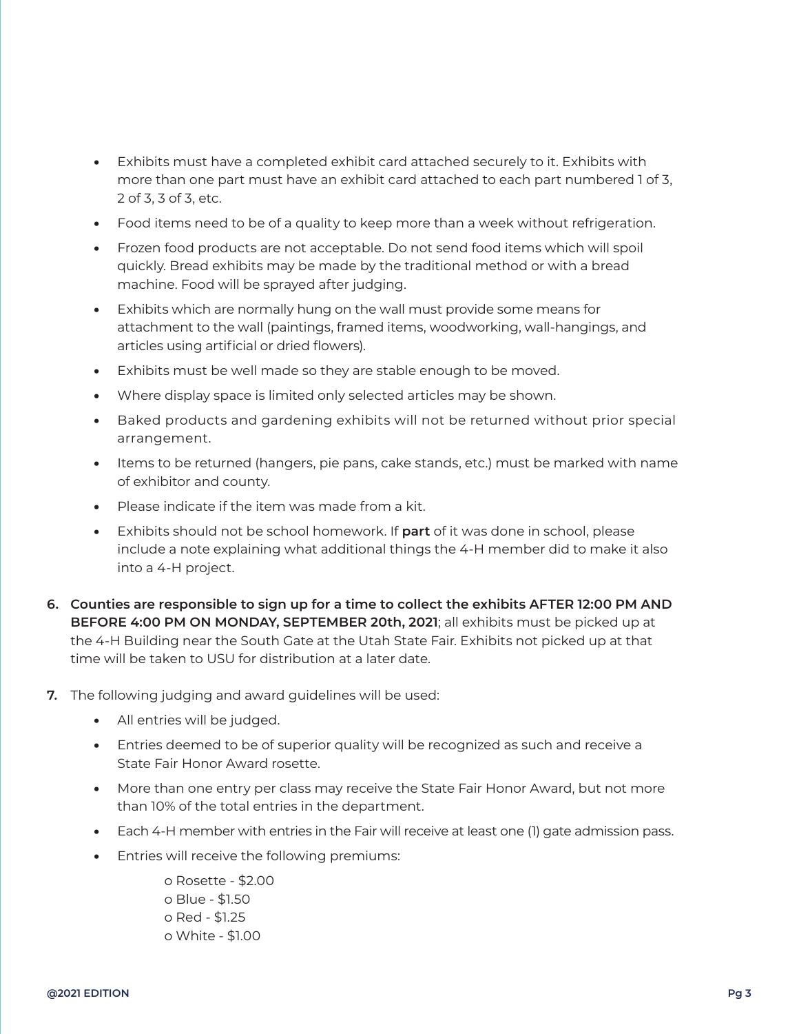- Exhibits must have a completed exhibit card attached securely to it. Exhibits with more than one part must have an exhibit card attached to each part numbered 1 of 3, 2 of 3, 3 of 3, etc.
- Food items need to be of a quality to keep more than a week without refrigeration.
- Frozen food products are not acceptable. Do not send food items which will spoil quickly. Bread exhibits may be made by the traditional method or with a bread machine. Food will be sprayed after judging.
- Exhibits which are normally hung on the wall must provide some means for attachment to the wall (paintings, framed items, woodworking, wall-hangings, and articles using artificial or dried flowers).
- Exhibits must be well made so they are stable enough to be moved.
- Where display space is limited only selected articles may be shown.
- Baked products and gardening exhibits will not be returned without prior special arrangement.
- Items to be returned (hangers, pie pans, cake stands, etc.) must be marked with name of exhibitor and county.
- Please indicate if the item was made from a kit.
- Exhibits should not be school homework. If **part** of it was done in school, please include a note explaining what additional things the 4-H member did to make it also into a 4-H project.

6. **Counties are responsible to sign up for a time to collect the exhibits AFTER 12:00 PM AND BEFORE 4:00 PM ON MONDAY, SEPTEMBER 20th, 2021**; all exhibits must be picked up at the 4-H Building near the South Gate at the Utah State Fair. Exhibits not picked up at that time will be taken to USU for distribution at a later date.

7. The following judging and award guidelines will be used:
   - All entries will be judged.
   - Entries deemed to be of superior quality will be recognized as such and receive a State Fair Honor Award rosette.
   - More than one entry per class may receive the State Fair Honor Award, but not more than 10% of the total entries in the department.
   - Each 4-H member with entries in the Fair will receive at least one (1) gate admission pass.
   - Entries will receive the following premiums:
     - Rosette - $2.00
     - Blue - $1.50
     - Red - $1.25
     - White - $1.00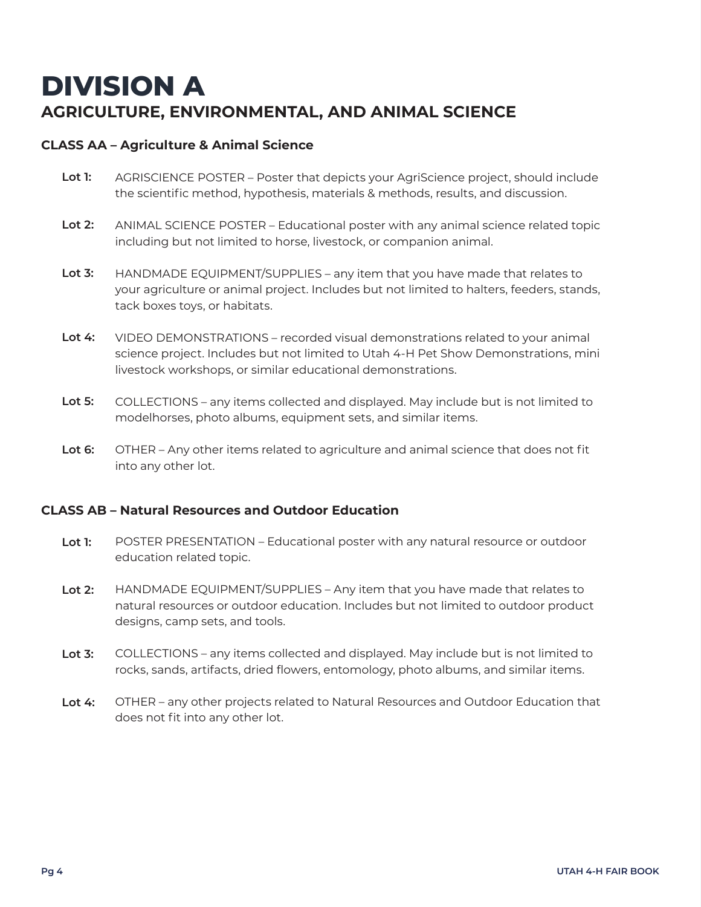# DIVISION A
## AGRICULTURE, ENVIRONMENTAL, AND ANIMAL SCIENCE

### CLASS AA – Agriculture & Animal Science

**Lot 1:** AGRISCIENCE POSTER – Poster that depicts your AgriScience project, should include the scientific method, hypothesis, materials & methods, results, and discussion.

**Lot 2:** ANIMAL SCIENCE POSTER – Educational poster with any animal science related topic including but not limited to horse, livestock, or companion animal.

**Lot 3:** HANDMADE EQUIPMENT/SUPPLIES – any item that you have made that relates to your agriculture or animal project. Includes but not limited to halters, feeders, stands, tack boxes toys, or habitats.

**Lot 4:** VIDEO DEMONSTRATIONS – recorded visual demonstrations related to your animal science project. Includes but not limited to Utah 4-H Pet Show Demonstrations, mini livestock workshops, or similar educational demonstrations.

**Lot 5:** COLLECTIONS – any items collected and displayed. May include but is not limited to modelhorses, photo albums, equipment sets, and similar items.

**Lot 6:** OTHER – Any other items related to agriculture and animal science that does not fit into any other lot.

### CLASS AB – Natural Resources and Outdoor Education

**Lot 1:** POSTER PRESENTATION – Educational poster with any natural resource or outdoor education related topic.

**Lot 2:** HANDMADE EQUIPMENT/SUPPLIES – Any item that you have made that relates to natural resources or outdoor education. Includes but not limited to outdoor product designs, camp sets, and tools.

**Lot 3:** COLLECTIONS – any items collected and displayed. May include but is not limited to rocks, sands, artifacts, dried flowers, entomology, photo albums, and similar items.

**Lot 4:** OTHER – any other projects related to Natural Resources and Outdoor Education that does not fit into any other lot.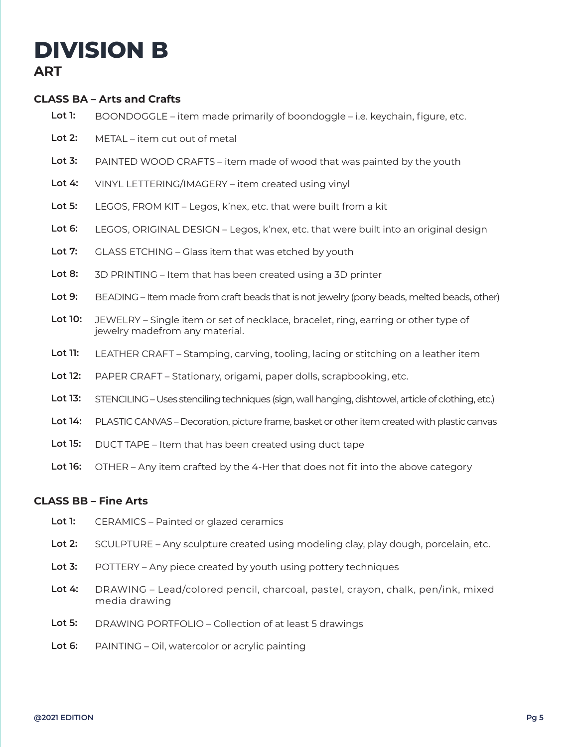# DIVISION B

## ART

### CLASS BA – Arts and Crafts

**Lot 1:** BOONDOGGLE – item made primarily of boondoggle – i.e. keychain, figure, etc.

**Lot 2:** METAL – item cut out of metal

**Lot 3:** PAINTED WOOD CRAFTS – item made of wood that was painted by the youth

**Lot 4:** VINYL LETTERING/IMAGERY – item created using vinyl

**Lot 5:** LEGOS, FROM KIT – Legos, k'nex, etc. that were built from a kit

**Lot 6:** LEGOS, ORIGINAL DESIGN – Legos, k'nex, etc. that were built into an original design

**Lot 7:** GLASS ETCHING – Glass item that was etched by youth

**Lot 8:** 3D PRINTING – Item that has been created using a 3D printer

**Lot 9:** BEADING – Item made from craft beads that is not jewelry (pony beads, melted beads, other)

**Lot 10:** JEWELRY – Single item or set of necklace, bracelet, ring, earring or other type of jewelry madefrom any material.

**Lot 11:** LEATHER CRAFT – Stamping, carving, tooling, lacing or stitching on a leather item

**Lot 12:** PAPER CRAFT – Stationary, origami, paper dolls, scrapbooking, etc.

**Lot 13:** STENCILING – Uses stenciling techniques (sign, wall hanging, dishtowel, article of clothing, etc.)

**Lot 14:** PLASTIC CANVAS – Decoration, picture frame, basket or other item created with plastic canvas

**Lot 15:** DUCT TAPE – Item that has been created using duct tape

**Lot 16:** OTHER – Any item crafted by the 4-Her that does not fit into the above category

### CLASS BB – Fine Arts

**Lot 1:** CERAMICS – Painted or glazed ceramics

**Lot 2:** SCULPTURE – Any sculpture created using modeling clay, play dough, porcelain, etc.

**Lot 3:** POTTERY – Any piece created by youth using pottery techniques

**Lot 4:** DRAWING – Lead/colored pencil, charcoal, pastel, crayon, chalk, pen/ink, mixed media drawing

**Lot 5:** DRAWING PORTFOLIO – Collection of at least 5 drawings

**Lot 6:** PAINTING – Oil, watercolor or acrylic painting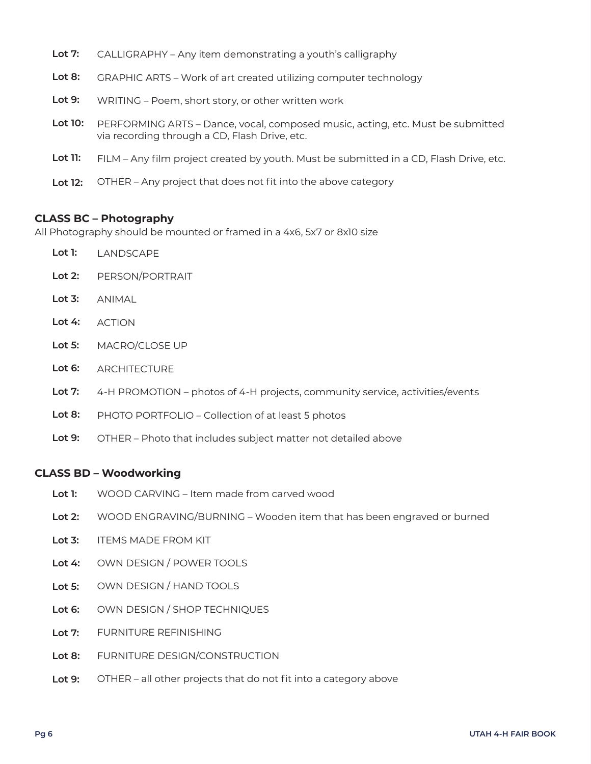**Lot 7:** CALLIGRAPHY – Any item demonstrating a youth's calligraphy

**Lot 8:** GRAPHIC ARTS – Work of art created utilizing computer technology

**Lot 9:** WRITING – Poem, short story, or other written work

**Lot 10:** PERFORMING ARTS – Dance, vocal, composed music, acting, etc. Must be submitted via recording through a CD, Flash Drive, etc.

**Lot 11:** FILM – Any film project created by youth. Must be submitted in a CD, Flash Drive, etc.

**Lot 12:** OTHER – Any project that does not fit into the above category

### CLASS BC – Photography

All Photography should be mounted or framed in a 4x6, 5x7 or 8x10 size

**Lot 1:** LANDSCAPE

**Lot 2:** PERSON/PORTRAIT

**Lot 3:** ANIMAL

**Lot 4:** ACTION

**Lot 5:** MACRO/CLOSE UP

**Lot 6:** ARCHITECTURE

**Lot 7:** 4-H PROMOTION – photos of 4-H projects, community service, activities/events

**Lot 8:** PHOTO PORTFOLIO – Collection of at least 5 photos

**Lot 9:** OTHER – Photo that includes subject matter not detailed above

### CLASS BD – Woodworking

**Lot 1:** WOOD CARVING – Item made from carved wood

**Lot 2:** WOOD ENGRAVING/BURNING – Wooden item that has been engraved or burned

**Lot 3:** ITEMS MADE FROM KIT

**Lot 4:** OWN DESIGN / POWER TOOLS

**Lot 5:** OWN DESIGN / HAND TOOLS

**Lot 6:** OWN DESIGN / SHOP TECHNIQUES

**Lot 7:** FURNITURE REFINISHING

**Lot 8:** FURNITURE DESIGN/CONSTRUCTION

**Lot 9:** OTHER – all other projects that do not fit into a category above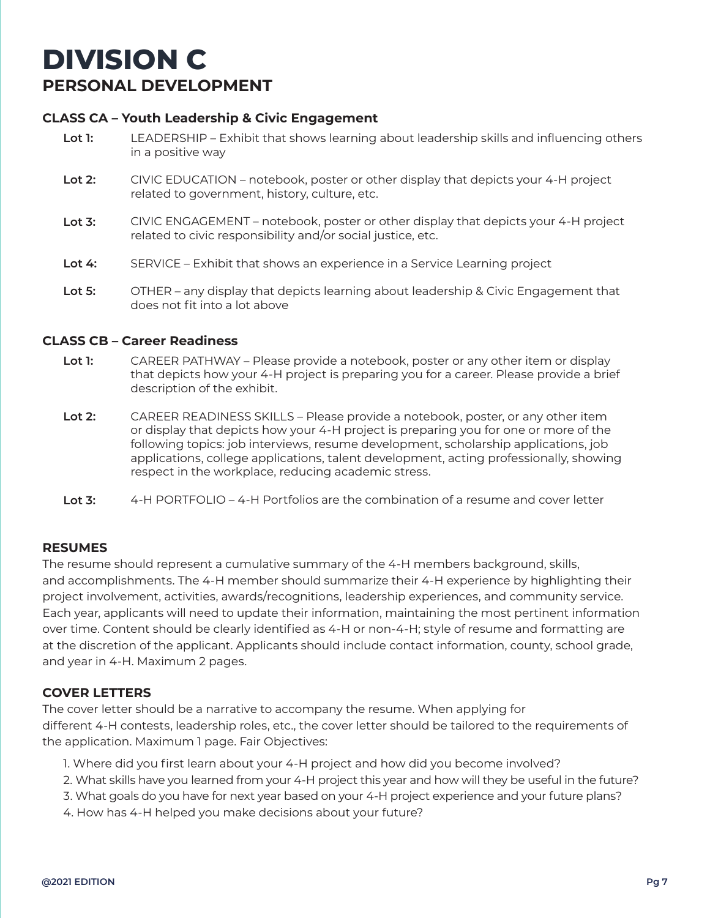# DIVISION C

## PERSONAL DEVELOPMENT

### CLASS CA – Youth Leadership & Civic Engagement

**Lot 1:** LEADERSHIP – Exhibit that shows learning about leadership skills and influencing others in a positive way

**Lot 2:** CIVIC EDUCATION – notebook, poster or other display that depicts your 4-H project related to government, history, culture, etc.

**Lot 3:** CIVIC ENGAGEMENT – notebook, poster or other display that depicts your 4-H project related to civic responsibility and/or social justice, etc.

**Lot 4:** SERVICE – Exhibit that shows an experience in a Service Learning project

**Lot 5:** OTHER – any display that depicts learning about leadership & Civic Engagement that does not fit into a lot above

### CLASS CB – Career Readiness

**Lot 1:** CAREER PATHWAY – Please provide a notebook, poster or any other item or display that depicts how your 4-H project is preparing you for a career. Please provide a brief description of the exhibit.

**Lot 2:** CAREER READINESS SKILLS – Please provide a notebook, poster, or any other item or display that depicts how your 4-H project is preparing you for one or more of the following topics: job interviews, resume development, scholarship applications, job applications, college applications, talent development, acting professionally, showing respect in the workplace, reducing academic stress.

**Lot 3:** 4-H PORTFOLIO – 4-H Portfolios are the combination of a resume and cover letter

### RESUMES

The resume should represent a cumulative summary of the 4-H members background, skills, and accomplishments. The 4-H member should summarize their 4-H experience by highlighting their project involvement, activities, awards/recognitions, leadership experiences, and community service. Each year, applicants will need to update their information, maintaining the most pertinent information over time. Content should be clearly identified as 4-H or non-4-H; style of resume and formatting are at the discretion of the applicant. Applicants should include contact information, county, school grade, and year in 4-H. Maximum 2 pages.

### COVER LETTERS

The cover letter should be a narrative to accompany the resume. When applying for different 4-H contests, leadership roles, etc., the cover letter should be tailored to the requirements of the application. Maximum 1 page. Fair Objectives:

1. Where did you first learn about your 4-H project and how did you become involved?
2. What skills have you learned from your 4-H project this year and how will they be useful in the future?
3. What goals do you have for next year based on your 4-H project experience and your future plans?
4. How has 4-H helped you make decisions about your future?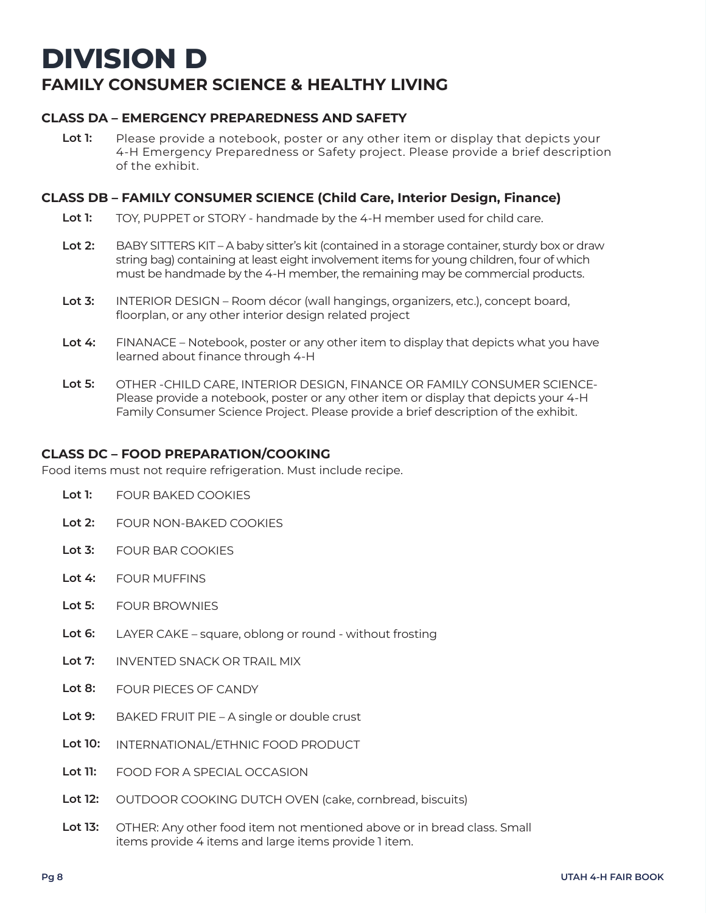# DIVISION D

## FAMILY CONSUMER SCIENCE & HEALTHY LIVING

### CLASS DA – EMERGENCY PREPAREDNESS AND SAFETY

**Lot 1:** Please provide a notebook, poster or any other item or display that depicts your 4-H Emergency Preparedness or Safety project. Please provide a brief description of the exhibit.

### CLASS DB – FAMILY CONSUMER SCIENCE (Child Care, Interior Design, Finance)

**Lot 1:** TOY, PUPPET or STORY - handmade by the 4-H member used for child care.

**Lot 2:** BABY SITTERS KIT – A baby sitter's kit (contained in a storage container, sturdy box or draw string bag) containing at least eight involvement items for young children, four of which must be handmade by the 4-H member, the remaining may be commercial products.

**Lot 3:** INTERIOR DESIGN – Room décor (wall hangings, organizers, etc.), concept board, floorplan, or any other interior design related project

**Lot 4:** FINANACE – Notebook, poster or any other item to display that depicts what you have learned about finance through 4-H

**Lot 5:** OTHER -CHILD CARE, INTERIOR DESIGN, FINANCE OR FAMILY CONSUMER SCIENCE- Please provide a notebook, poster or any other item or display that depicts your 4-H Family Consumer Science Project. Please provide a brief description of the exhibit.

### CLASS DC – FOOD PREPARATION/COOKING

Food items must not require refrigeration. Must include recipe.

**Lot 1:** FOUR BAKED COOKIES

**Lot 2:** FOUR NON-BAKED COOKIES

**Lot 3:** FOUR BAR COOKIES

**Lot 4:** FOUR MUFFINS

**Lot 5:** FOUR BROWNIES

**Lot 6:** LAYER CAKE – square, oblong or round - without frosting

**Lot 7:** INVENTED SNACK OR TRAIL MIX

**Lot 8:** FOUR PIECES OF CANDY

**Lot 9:** BAKED FRUIT PIE – A single or double crust

**Lot 10:** INTERNATIONAL/ETHNIC FOOD PRODUCT

**Lot 11:** FOOD FOR A SPECIAL OCCASION

**Lot 12:** OUTDOOR COOKING DUTCH OVEN (cake, cornbread, biscuits)

**Lot 13:** OTHER: Any other food item not mentioned above or in bread class. Small items provide 4 items and large items provide 1 item.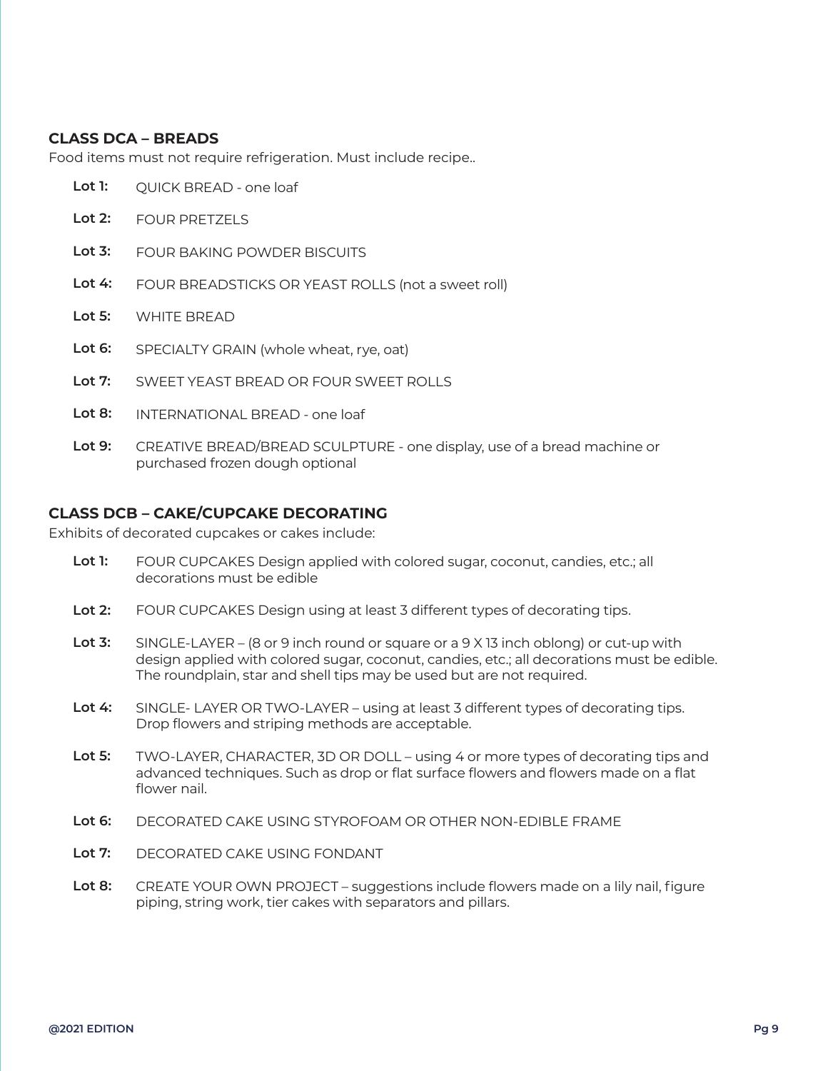### CLASS DCA – BREADS

Food items must not require refrigeration. Must include recipe..

- **Lot 1:** QUICK BREAD - one loaf
- **Lot 2:** FOUR PRETZELS
- **Lot 3:** FOUR BAKING POWDER BISCUITS
- **Lot 4:** FOUR BREADSTICKS OR YEAST ROLLS (not a sweet roll)
- **Lot 5:** WHITE BREAD
- **Lot 6:** SPECIALTY GRAIN (whole wheat, rye, oat)
- **Lot 7:** SWEET YEAST BREAD OR FOUR SWEET ROLLS
- **Lot 8:** INTERNATIONAL BREAD - one loaf
- **Lot 9:** CREATIVE BREAD/BREAD SCULPTURE - one display, use of a bread machine or purchased frozen dough optional

### CLASS DCB – CAKE/CUPCAKE DECORATING

Exhibits of decorated cupcakes or cakes include:

- **Lot 1:** FOUR CUPCAKES Design applied with colored sugar, coconut, candies, etc.; all decorations must be edible
- **Lot 2:** FOUR CUPCAKES Design using at least 3 different types of decorating tips.
- **Lot 3:** SINGLE-LAYER – (8 or 9 inch round or square or a 9 X 13 inch oblong) or cut-up with design applied with colored sugar, coconut, candies, etc.; all decorations must be edible. The roundplain, star and shell tips may be used but are not required.
- **Lot 4:** SINGLE- LAYER OR TWO-LAYER – using at least 3 different types of decorating tips. Drop flowers and striping methods are acceptable.
- **Lot 5:** TWO-LAYER, CHARACTER, 3D OR DOLL – using 4 or more types of decorating tips and advanced techniques. Such as drop or flat surface flowers and flowers made on a flat flower nail.
- **Lot 6:** DECORATED CAKE USING STYROFOAM OR OTHER NON-EDIBLE FRAME
- **Lot 7:** DECORATED CAKE USING FONDANT
- **Lot 8:** CREATE YOUR OWN PROJECT – suggestions include flowers made on a lily nail, figure piping, string work, tier cakes with separators and pillars.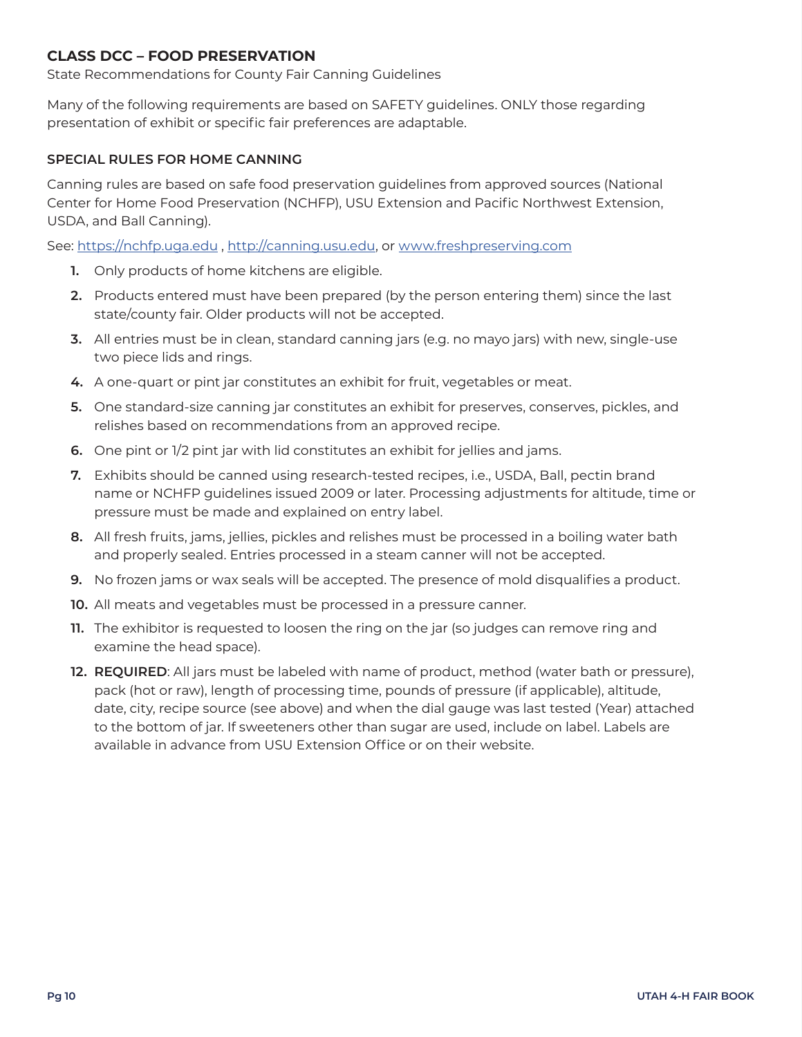## CLASS DCC – FOOD PRESERVATION

State Recommendations for County Fair Canning Guidelines

Many of the following requirements are based on SAFETY guidelines. ONLY those regarding presentation of exhibit or specific fair preferences are adaptable.

### SPECIAL RULES FOR HOME CANNING

Canning rules are based on safe food preservation guidelines from approved sources (National Center for Home Food Preservation (NCHFP), USU Extension and Pacific Northwest Extension, USDA, and Ball Canning).

See: https://nchfp.uga.edu , http://canning.usu.edu, or www.freshpreserving.com

1. Only products of home kitchens are eligible.
2. Products entered must have been prepared (by the person entering them) since the last state/county fair. Older products will not be accepted.
3. All entries must be in clean, standard canning jars (e.g. no mayo jars) with new, single-use two piece lids and rings.
4. A one-quart or pint jar constitutes an exhibit for fruit, vegetables or meat.
5. One standard-size canning jar constitutes an exhibit for preserves, conserves, pickles, and relishes based on recommendations from an approved recipe.
6. One pint or 1/2 pint jar with lid constitutes an exhibit for jellies and jams.
7. Exhibits should be canned using research-tested recipes, i.e., USDA, Ball, pectin brand name or NCHFP guidelines issued 2009 or later. Processing adjustments for altitude, time or pressure must be made and explained on entry label.
8. All fresh fruits, jams, jellies, pickles and relishes must be processed in a boiling water bath and properly sealed. Entries processed in a steam canner will not be accepted.
9. No frozen jams or wax seals will be accepted. The presence of mold disqualifies a product.
10. All meats and vegetables must be processed in a pressure canner.
11. The exhibitor is requested to loosen the ring on the jar (so judges can remove ring and examine the head space).
12. **REQUIRED**: All jars must be labeled with name of product, method (water bath or pressure), pack (hot or raw), length of processing time, pounds of pressure (if applicable), altitude, date, city, recipe source (see above) and when the dial gauge was last tested (Year) attached to the bottom of jar. If sweeteners other than sugar are used, include on label. Labels are available in advance from USU Extension Office or on their website.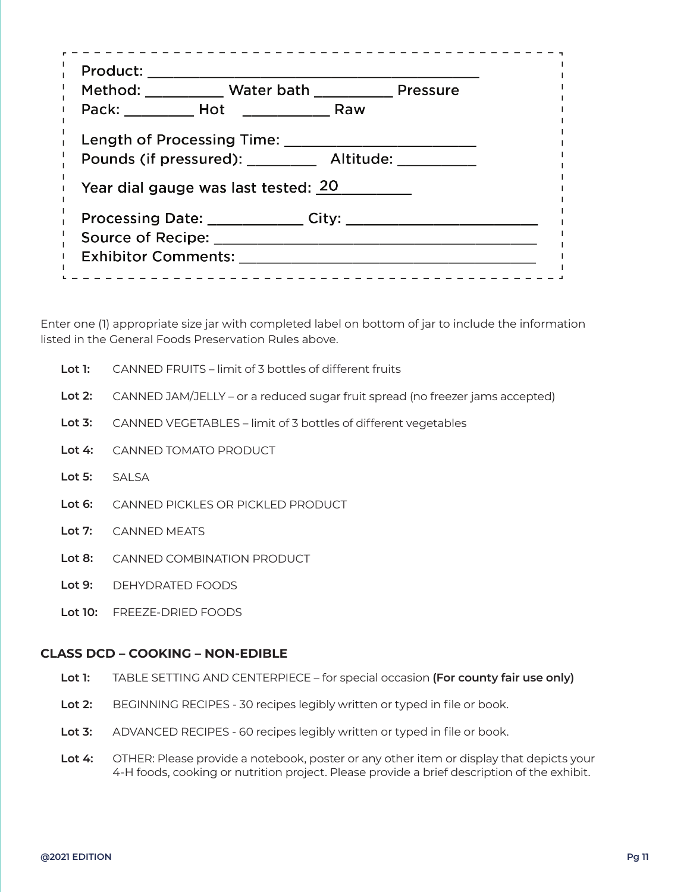Product: ________________________________________

Method: _________ Water bath _________ Pressure

Pack: ________ Hot __________ Raw

Length of Processing Time: ______________________

Pounds (if pressured): ________ Altitude: _________

Year dial gauge was last tested: 20_________

Processing Date: ___________ City: ______________________

Source of Recipe: ______________________________________

Exhibitor Comments: ___________________________________

Enter one (1) appropriate size jar with completed label on bottom of jar to include the information listed in the General Foods Preservation Rules above.

- **Lot 1:** CANNED FRUITS – limit of 3 bottles of different fruits
- **Lot 2:** CANNED JAM/JELLY – or a reduced sugar fruit spread (no freezer jams accepted)
- **Lot 3:** CANNED VEGETABLES – limit of 3 bottles of different vegetables
- **Lot 4:** CANNED TOMATO PRODUCT
- **Lot 5:** SALSA
- **Lot 6:** CANNED PICKLES OR PICKLED PRODUCT
- **Lot 7:** CANNED MEATS
- **Lot 8:** CANNED COMBINATION PRODUCT
- **Lot 9:** DEHYDRATED FOODS
- **Lot 10:** FREEZE-DRIED FOODS

### CLASS DCD – COOKING – NON-EDIBLE

- **Lot 1:** TABLE SETTING AND CENTERPIECE – for special occasion **(For county fair use only)**
- **Lot 2:** BEGINNING RECIPES - 30 recipes legibly written or typed in file or book.
- **Lot 3:** ADVANCED RECIPES - 60 recipes legibly written or typed in file or book.
- **Lot 4:** OTHER: Please provide a notebook, poster or any other item or display that depicts your 4-H foods, cooking or nutrition project. Please provide a brief description of the exhibit.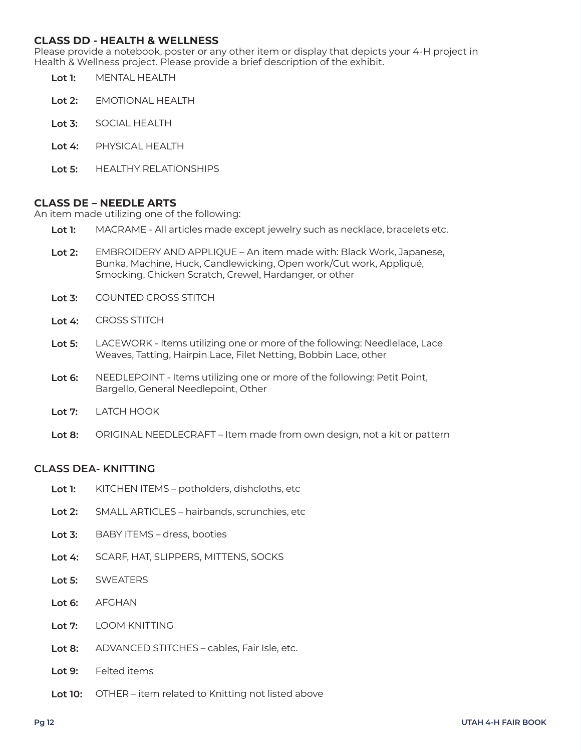### CLASS DD - HEALTH & WELLNESS

Please provide a notebook, poster or any other item or display that depicts your 4-H project in Health & Wellness project. Please provide a brief description of the exhibit.

- **Lot 1:** MENTAL HEALTH
- **Lot 2:** EMOTIONAL HEALTH
- **Lot 3:** SOCIAL HEALTH
- **Lot 4:** PHYSICAL HEALTH
- **Lot 5:** HEALTHY RELATIONSHIPS

### CLASS DE – NEEDLE ARTS

An item made utilizing one of the following:

- **Lot 1:** MACRAME - All articles made except jewelry such as necklace, bracelets etc.
- **Lot 2:** EMBROIDERY AND APPLIQUE – An item made with: Black Work, Japanese, Bunka, Machine, Huck, Candlewicking, Open work/Cut work, Appliqué, Smocking, Chicken Scratch, Crewel, Hardanger, or other
- **Lot 3:** COUNTED CROSS STITCH
- **Lot 4:** CROSS STITCH
- **Lot 5:** LACEWORK - Items utilizing one or more of the following: Needlelace, Lace Weaves, Tatting, Hairpin Lace, Filet Netting, Bobbin Lace, other
- **Lot 6:** NEEDLEPOINT - Items utilizing one or more of the following: Petit Point, Bargello, General Needlepoint, Other
- **Lot 7:** LATCH HOOK
- **Lot 8:** ORIGINAL NEEDLECRAFT – Item made from own design, not a kit or pattern

### CLASS DEA- KNITTING

- **Lot 1:** KITCHEN ITEMS – potholders, dishcloths, etc
- **Lot 2:** SMALL ARTICLES – hairbands, scrunchies, etc
- **Lot 3:** BABY ITEMS – dress, booties
- **Lot 4:** SCARF, HAT, SLIPPERS, MITTENS, SOCKS
- **Lot 5:** SWEATERS
- **Lot 6:** AFGHAN
- **Lot 7:** LOOM KNITTING
- **Lot 8:** ADVANCED STITCHES – cables, Fair Isle, etc.
- **Lot 9:** Felted items
- **Lot 10:** OTHER – item related to Knitting not listed above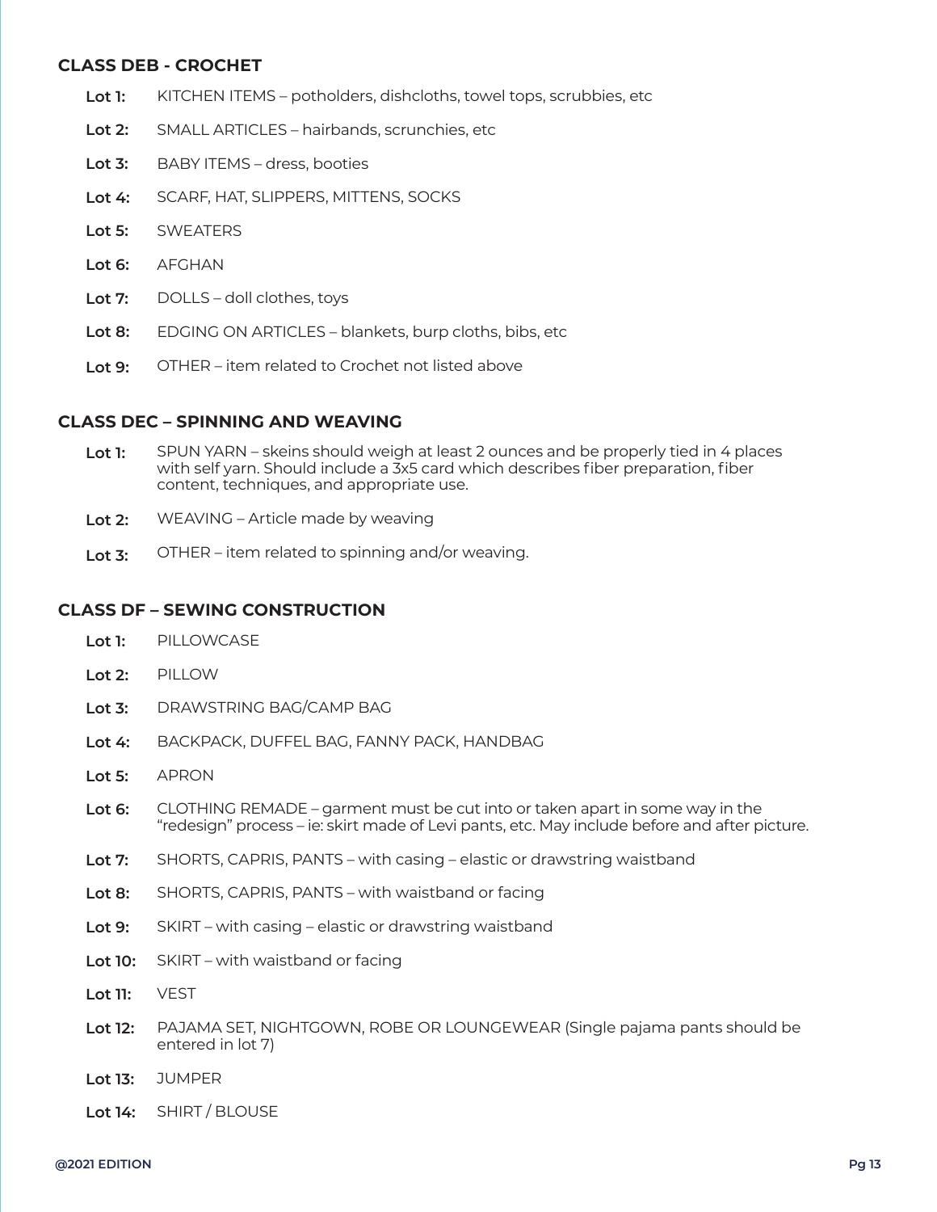## CLASS DEB - CROCHET

- **Lot 1:** KITCHEN ITEMS – potholders, dishcloths, towel tops, scrubbies, etc
- **Lot 2:** SMALL ARTICLES – hairbands, scrunchies, etc
- **Lot 3:** BABY ITEMS – dress, booties
- **Lot 4:** SCARF, HAT, SLIPPERS, MITTENS, SOCKS
- **Lot 5:** SWEATERS
- **Lot 6:** AFGHAN
- **Lot 7:** DOLLS – doll clothes, toys
- **Lot 8:** EDGING ON ARTICLES – blankets, burp cloths, bibs, etc
- **Lot 9:** OTHER – item related to Crochet not listed above

## CLASS DEC – SPINNING AND WEAVING

- **Lot 1:** SPUN YARN – skeins should weigh at least 2 ounces and be properly tied in 4 places with self yarn. Should include a 3x5 card which describes fiber preparation, fiber content, techniques, and appropriate use.
- **Lot 2:** WEAVING – Article made by weaving
- **Lot 3:** OTHER – item related to spinning and/or weaving.

## CLASS DF – SEWING CONSTRUCTION

- **Lot 1:** PILLOWCASE
- **Lot 2:** PILLOW
- **Lot 3:** DRAWSTRING BAG/CAMP BAG
- **Lot 4:** BACKPACK, DUFFEL BAG, FANNY PACK, HANDBAG
- **Lot 5:** APRON
- **Lot 6:** CLOTHING REMADE – garment must be cut into or taken apart in some way in the "redesign" process – ie: skirt made of Levi pants, etc. May include before and after picture.
- **Lot 7:** SHORTS, CAPRIS, PANTS – with casing – elastic or drawstring waistband
- **Lot 8:** SHORTS, CAPRIS, PANTS – with waistband or facing
- **Lot 9:** SKIRT – with casing – elastic or drawstring waistband
- **Lot 10:** SKIRT – with waistband or facing
- **Lot 11:** VEST
- **Lot 12:** PAJAMA SET, NIGHTGOWN, ROBE OR LOUNGEWEAR (Single pajama pants should be entered in lot 7)
- **Lot 13:** JUMPER
- **Lot 14:** SHIRT / BLOUSE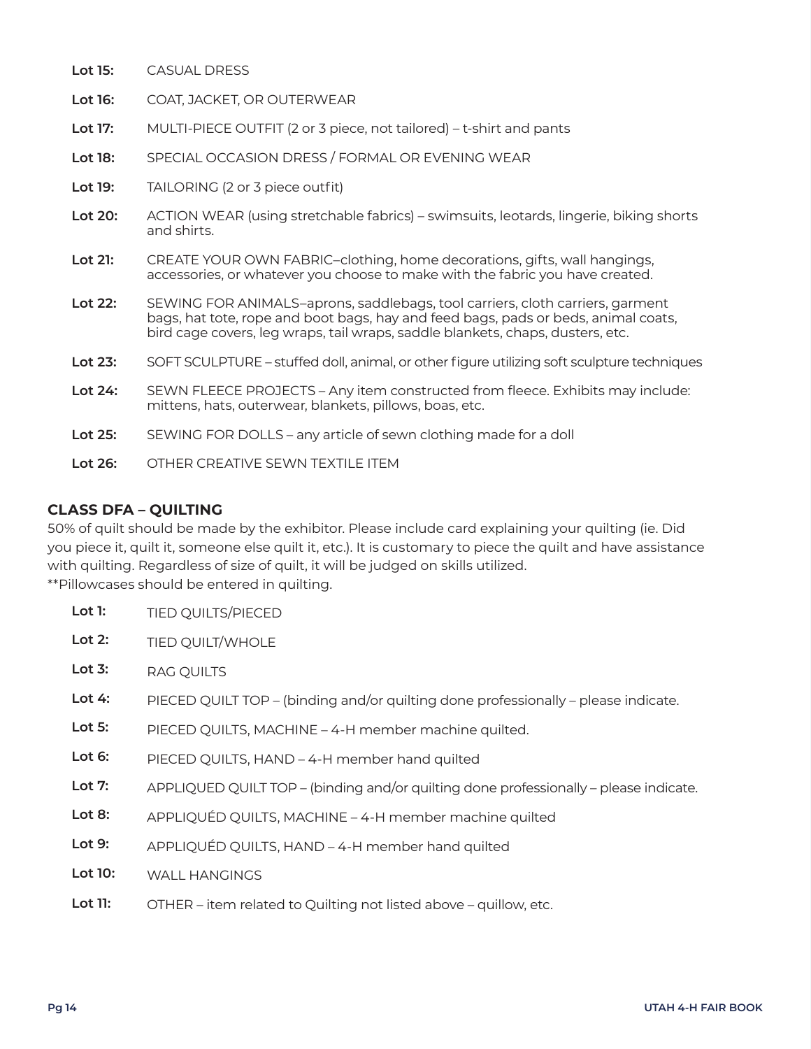**Lot 15:** CASUAL DRESS

**Lot 16:** COAT, JACKET, OR OUTERWEAR

**Lot 17:** MULTI-PIECE OUTFIT (2 or 3 piece, not tailored) – t-shirt and pants

**Lot 18:** SPECIAL OCCASION DRESS / FORMAL OR EVENING WEAR

**Lot 19:** TAILORING (2 or 3 piece outfit)

**Lot 20:** ACTION WEAR (using stretchable fabrics) – swimsuits, leotards, lingerie, biking shorts and shirts.

**Lot 21:** CREATE YOUR OWN FABRIC–clothing, home decorations, gifts, wall hangings, accessories, or whatever you choose to make with the fabric you have created.

**Lot 22:** SEWING FOR ANIMALS–aprons, saddlebags, tool carriers, cloth carriers, garment bags, hat tote, rope and boot bags, hay and feed bags, pads or beds, animal coats, bird cage covers, leg wraps, tail wraps, saddle blankets, chaps, dusters, etc.

**Lot 23:** SOFT SCULPTURE – stuffed doll, animal, or other figure utilizing soft sculpture techniques

**Lot 24:** SEWN FLEECE PROJECTS – Any item constructed from fleece. Exhibits may include: mittens, hats, outerwear, blankets, pillows, boas, etc.

**Lot 25:** SEWING FOR DOLLS – any article of sewn clothing made for a doll

**Lot 26:** OTHER CREATIVE SEWN TEXTILE ITEM

### CLASS DFA – QUILTING

50% of quilt should be made by the exhibitor. Please include card explaining your quilting (ie. Did you piece it, quilt it, someone else quilt it, etc.). It is customary to piece the quilt and have assistance with quilting. Regardless of size of quilt, it will be judged on skills utilized.
**Pillowcases should be entered in quilting.

**Lot 1:** TIED QUILTS/PIECED

**Lot 2:** TIED QUILT/WHOLE

**Lot 3:** RAG QUILTS

**Lot 4:** PIECED QUILT TOP – (binding and/or quilting done professionally – please indicate.

**Lot 5:** PIECED QUILTS, MACHINE – 4-H member machine quilted.

**Lot 6:** PIECED QUILTS, HAND – 4-H member hand quilted

**Lot 7:** APPLIQUED QUILT TOP – (binding and/or quilting done professionally – please indicate.

**Lot 8:** APPLIQUÉD QUILTS, MACHINE – 4-H member machine quilted

**Lot 9:** APPLIQUÉD QUILTS, HAND – 4-H member hand quilted

**Lot 10:** WALL HANGINGS

**Lot 11:** OTHER – item related to Quilting not listed above – quillow, etc.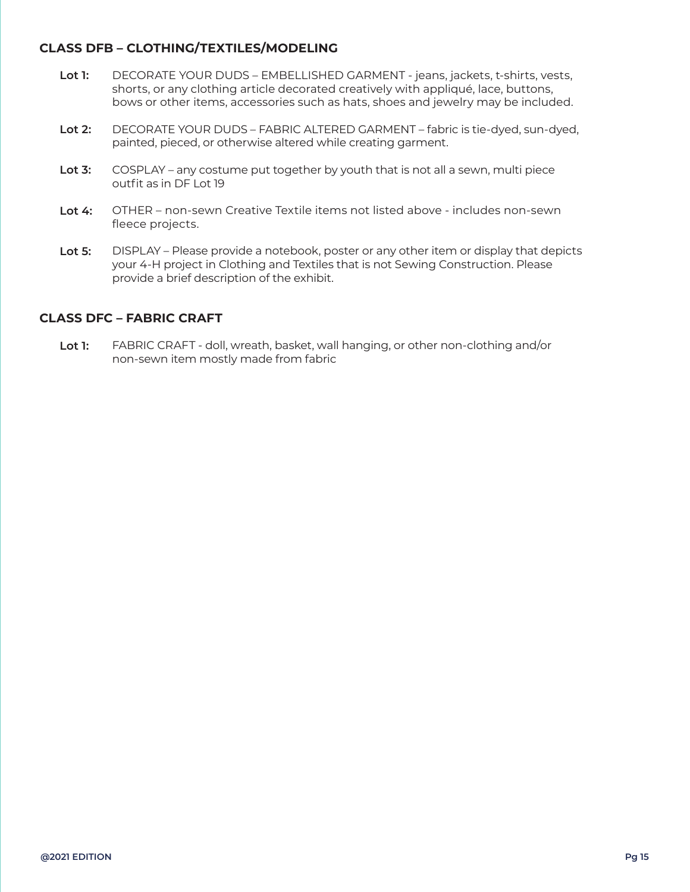### CLASS DFB – CLOTHING/TEXTILES/MODELING

**Lot 1:** DECORATE YOUR DUDS – EMBELLISHED GARMENT - jeans, jackets, t-shirts, vests, shorts, or any clothing article decorated creatively with appliqué, lace, buttons, bows or other items, accessories such as hats, shoes and jewelry may be included.

**Lot 2:** DECORATE YOUR DUDS – FABRIC ALTERED GARMENT – fabric is tie-dyed, sun-dyed, painted, pieced, or otherwise altered while creating garment.

**Lot 3:** COSPLAY – any costume put together by youth that is not all a sewn, multi piece outfit as in DF Lot 19

**Lot 4:** OTHER – non-sewn Creative Textile items not listed above - includes non-sewn fleece projects.

**Lot 5:** DISPLAY – Please provide a notebook, poster or any other item or display that depicts your 4-H project in Clothing and Textiles that is not Sewing Construction. Please provide a brief description of the exhibit.

### CLASS DFC – FABRIC CRAFT

**Lot 1:** FABRIC CRAFT - doll, wreath, basket, wall hanging, or other non-clothing and/or non-sewn item mostly made from fabric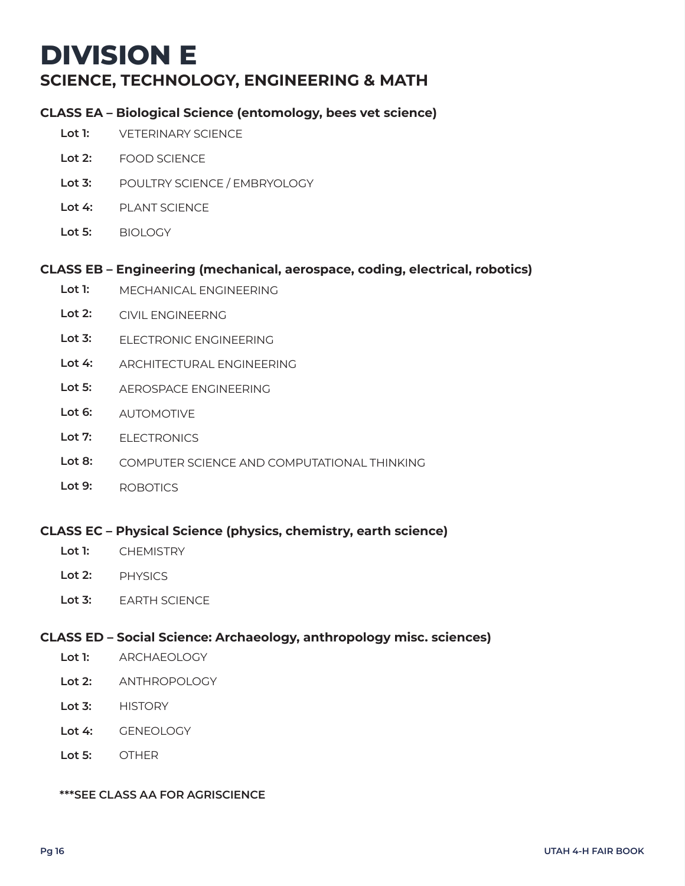# DIVISION E

## SCIENCE, TECHNOLOGY, ENGINEERING & MATH

### CLASS EA – Biological Science (entomology, bees vet science)

- **Lot 1:** VETERINARY SCIENCE
- **Lot 2:** FOOD SCIENCE
- **Lot 3:** POULTRY SCIENCE / EMBRYOLOGY
- **Lot 4:** PLANT SCIENCE
- **Lot 5:** BIOLOGY

### CLASS EB – Engineering (mechanical, aerospace, coding, electrical, robotics)

- **Lot 1:** MECHANICAL ENGINEERING
- **Lot 2:** CIVIL ENGINEERNG
- **Lot 3:** ELECTRONIC ENGINEERING
- **Lot 4:** ARCHITECTURAL ENGINEERING
- **Lot 5:** AEROSPACE ENGINEERING
- **Lot 6:** AUTOMOTIVE
- **Lot 7:** ELECTRONICS
- **Lot 8:** COMPUTER SCIENCE AND COMPUTATIONAL THINKING
- **Lot 9:** ROBOTICS

### CLASS EC – Physical Science (physics, chemistry, earth science)

- **Lot 1:** CHEMISTRY
- **Lot 2:** PHYSICS
- **Lot 3:** EARTH SCIENCE

### CLASS ED – Social Science: Archaeology, anthropology misc. sciences)

- **Lot 1:** ARCHAEOLOGY
- **Lot 2:** ANTHROPOLOGY
- **Lot 3:** HISTORY
- **Lot 4:** GENEOLOGY
- **Lot 5:** OTHER

**\*\*\*SEE CLASS AA FOR AGRISCIENCE**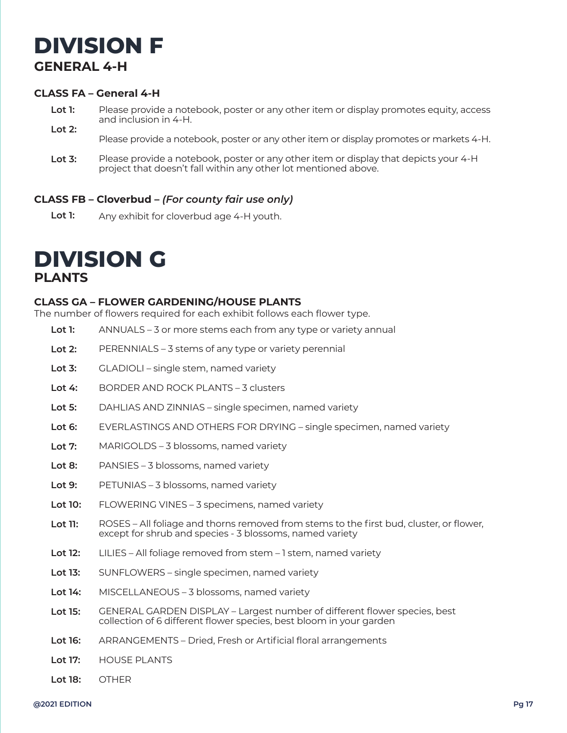# DIVISION F
## GENERAL 4-H

### CLASS FA – General 4-H

**Lot 1:** Please provide a notebook, poster or any other item or display promotes equity, access and inclusion in 4-H.

**Lot 2:** Please provide a notebook, poster or any other item or display promotes or markets 4-H.

**Lot 3:** Please provide a notebook, poster or any other item or display that depicts your 4-H project that doesn't fall within any other lot mentioned above.

### CLASS FB – Cloverbud – *(For county fair use only)*

**Lot 1:** Any exhibit for cloverbud age 4-H youth.

# DIVISION G
## PLANTS

### CLASS GA – FLOWER GARDENING/HOUSE PLANTS

The number of flowers required for each exhibit follows each flower type.

**Lot 1:** ANNUALS – 3 or more stems each from any type or variety annual

**Lot 2:** PERENNIALS – 3 stems of any type or variety perennial

**Lot 3:** GLADIOLI – single stem, named variety

**Lot 4:** BORDER AND ROCK PLANTS – 3 clusters

**Lot 5:** DAHLIAS AND ZINNIAS – single specimen, named variety

**Lot 6:** EVERLASTINGS AND OTHERS FOR DRYING – single specimen, named variety

**Lot 7:** MARIGOLDS – 3 blossoms, named variety

**Lot 8:** PANSIES – 3 blossoms, named variety

**Lot 9:** PETUNIAS – 3 blossoms, named variety

**Lot 10:** FLOWERING VINES – 3 specimens, named variety

**Lot 11:** ROSES – All foliage and thorns removed from stems to the first bud, cluster, or flower, except for shrub and species - 3 blossoms, named variety

**Lot 12:** LILIES – All foliage removed from stem – 1 stem, named variety

**Lot 13:** SUNFLOWERS – single specimen, named variety

**Lot 14:** MISCELLANEOUS – 3 blossoms, named variety

**Lot 15:** GENERAL GARDEN DISPLAY – Largest number of different flower species, best collection of 6 different flower species, best bloom in your garden

**Lot 16:** ARRANGEMENTS – Dried, Fresh or Artificial floral arrangements

**Lot 17:** HOUSE PLANTS

**Lot 18:** OTHER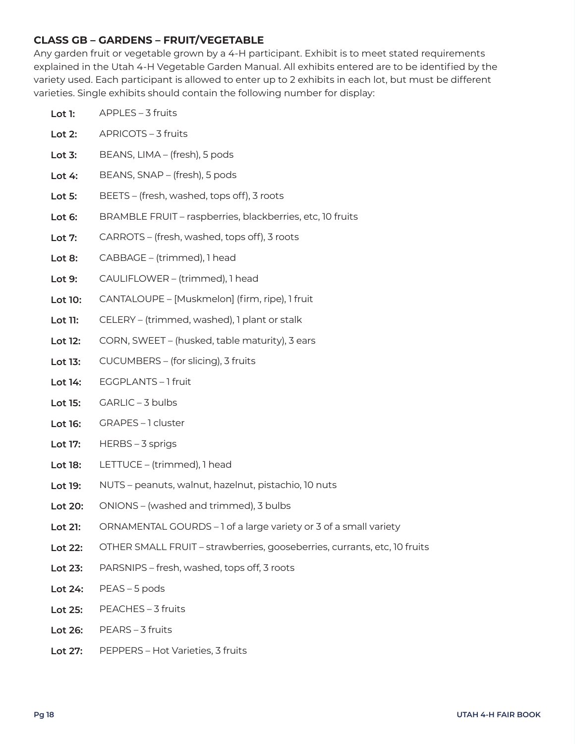### CLASS GB – GARDENS – FRUIT/VEGETABLE

Any garden fruit or vegetable grown by a 4-H participant. Exhibit is to meet stated requirements explained in the Utah 4-H Vegetable Garden Manual. All exhibits entered are to be identified by the variety used. Each participant is allowed to enter up to 2 exhibits in each lot, but must be different varieties. Single exhibits should contain the following number for display:

- **Lot 1:** APPLES – 3 fruits
- **Lot 2:** APRICOTS – 3 fruits
- **Lot 3:** BEANS, LIMA – (fresh), 5 pods
- **Lot 4:** BEANS, SNAP – (fresh), 5 pods
- **Lot 5:** BEETS – (fresh, washed, tops off), 3 roots
- **Lot 6:** BRAMBLE FRUIT – raspberries, blackberries, etc, 10 fruits
- **Lot 7:** CARROTS – (fresh, washed, tops off), 3 roots
- **Lot 8:** CABBAGE – (trimmed), 1 head
- **Lot 9:** CAULIFLOWER – (trimmed), 1 head
- **Lot 10:** CANTALOUPE – [Muskmelon] (firm, ripe), 1 fruit
- **Lot 11:** CELERY – (trimmed, washed), 1 plant or stalk
- **Lot 12:** CORN, SWEET – (husked, table maturity), 3 ears
- **Lot 13:** CUCUMBERS – (for slicing), 3 fruits
- **Lot 14:** EGGPLANTS – 1 fruit
- **Lot 15:** GARLIC – 3 bulbs
- **Lot 16:** GRAPES – 1 cluster
- **Lot 17:** HERBS – 3 sprigs
- **Lot 18:** LETTUCE – (trimmed), 1 head
- **Lot 19:** NUTS – peanuts, walnut, hazelnut, pistachio, 10 nuts
- **Lot 20:** ONIONS – (washed and trimmed), 3 bulbs
- **Lot 21:** ORNAMENTAL GOURDS – 1 of a large variety or 3 of a small variety
- **Lot 22:** OTHER SMALL FRUIT – strawberries, gooseberries, currants, etc, 10 fruits
- **Lot 23:** PARSNIPS – fresh, washed, tops off, 3 roots
- **Lot 24:** PEAS – 5 pods
- **Lot 25:** PEACHES – 3 fruits
- **Lot 26:** PEARS – 3 fruits
- **Lot 27:** PEPPERS – Hot Varieties, 3 fruits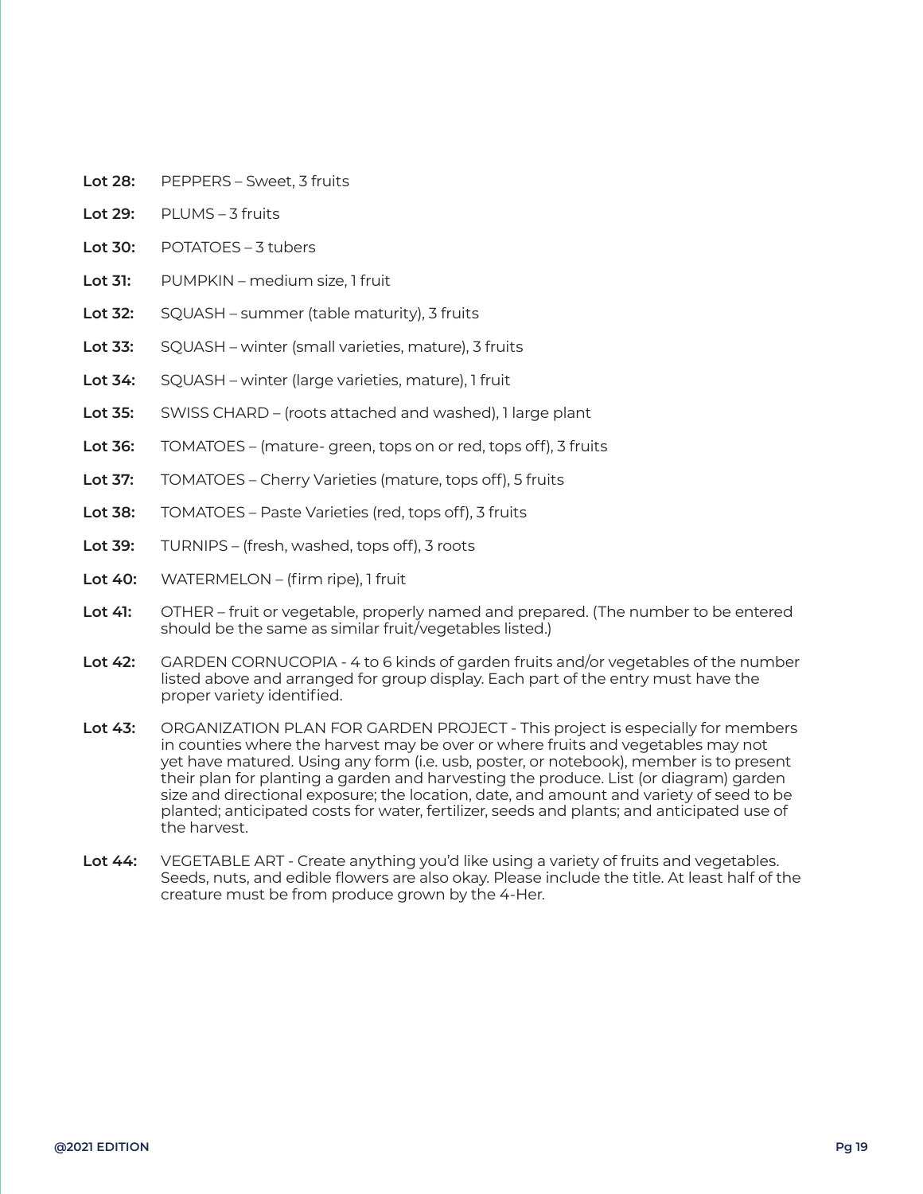**Lot 28:** PEPPERS – Sweet, 3 fruits

**Lot 29:** PLUMS – 3 fruits

**Lot 30:** POTATOES – 3 tubers

**Lot 31:** PUMPKIN – medium size, 1 fruit

**Lot 32:** SQUASH – summer (table maturity), 3 fruits

**Lot 33:** SQUASH – winter (small varieties, mature), 3 fruits

**Lot 34:** SQUASH – winter (large varieties, mature), 1 fruit

**Lot 35:** SWISS CHARD – (roots attached and washed), 1 large plant

**Lot 36:** TOMATOES – (mature- green, tops on or red, tops off), 3 fruits

**Lot 37:** TOMATOES – Cherry Varieties (mature, tops off), 5 fruits

**Lot 38:** TOMATOES – Paste Varieties (red, tops off), 3 fruits

**Lot 39:** TURNIPS – (fresh, washed, tops off), 3 roots

**Lot 40:** WATERMELON – (firm ripe), 1 fruit

**Lot 41:** OTHER – fruit or vegetable, properly named and prepared. (The number to be entered should be the same as similar fruit/vegetables listed.)

**Lot 42:** GARDEN CORNUCOPIA - 4 to 6 kinds of garden fruits and/or vegetables of the number listed above and arranged for group display. Each part of the entry must have the proper variety identified.

**Lot 43:** ORGANIZATION PLAN FOR GARDEN PROJECT - This project is especially for members in counties where the harvest may be over or where fruits and vegetables may not yet have matured. Using any form (i.e. usb, poster, or notebook), member is to present their plan for planting a garden and harvesting the produce. List (or diagram) garden size and directional exposure; the location, date, and amount and variety of seed to be planted; anticipated costs for water, fertilizer, seeds and plants; and anticipated use of the harvest.

**Lot 44:** VEGETABLE ART - Create anything you'd like using a variety of fruits and vegetables. Seeds, nuts, and edible flowers are also okay. Please include the title. At least half of the creature must be from produce grown by the 4-Her.